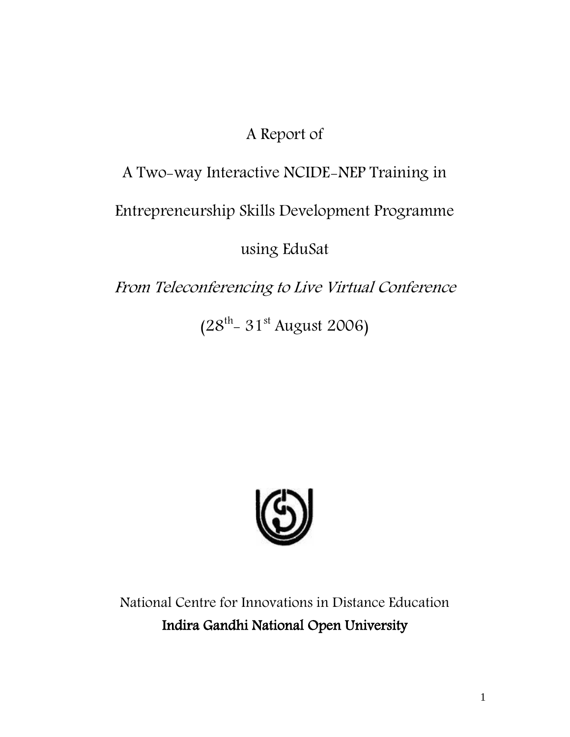# A Report of

# A Two-way Interactive NCIDE-NEP Training in Entrepreneurship Skills Development Programme using EduSat

*From Teleconferencing to Live Virtual Conference*

(28th - 31st August 2006)

National Centre for Innovations in Distance Education

**Indira Gandhi National Open University**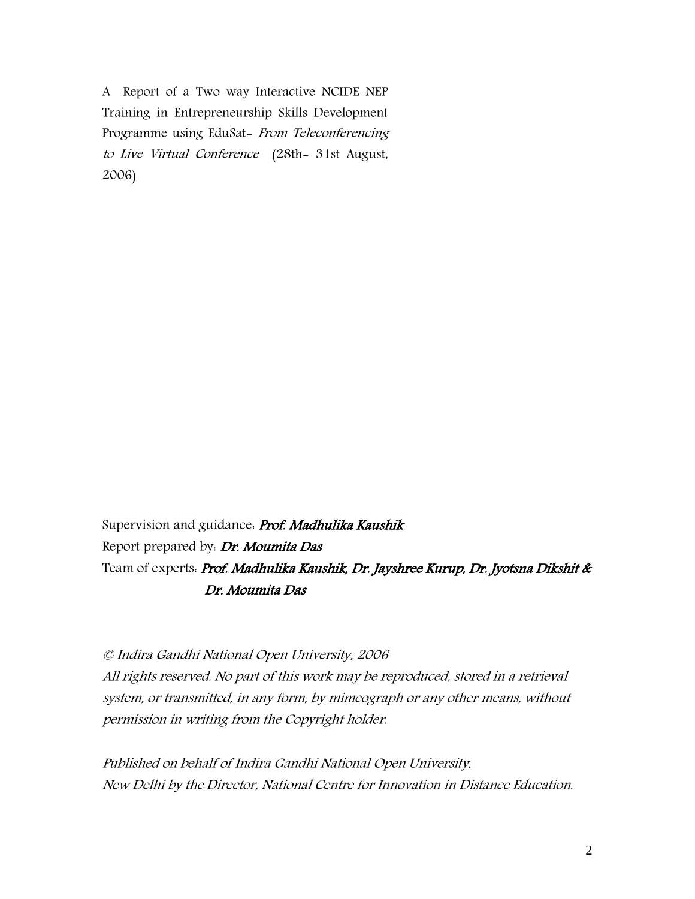A Report of a Two-way Interactive NCIDE-NEP Training in Entrepreneurship Skills Development Programme using EduSat- *From Teleconferencing to Live Virtual Conference* (28th- 31st August, 2006)

Supervision and guidance: ***Prof. Madhulika Kaushik***

Report prepared by: ***Dr. Moumita Das***

Team of experts: ***Prof. Madhulika Kaushik, Dr. Jayshree Kurup, Dr. Jyotsna Dikshit & Dr. Moumita Das***

*© Indira Gandhi National Open University, 2006*

*All rights reserved. No part of this work may be reproduced, stored in a retrieval system, or transmitted, in any form, by mimeograph or any other means, without permission in writing from the Copyright holder.*

*Published on behalf of Indira Gandhi National Open University, New Delhi by the Director, National Centre for Innovation in Distance Education.*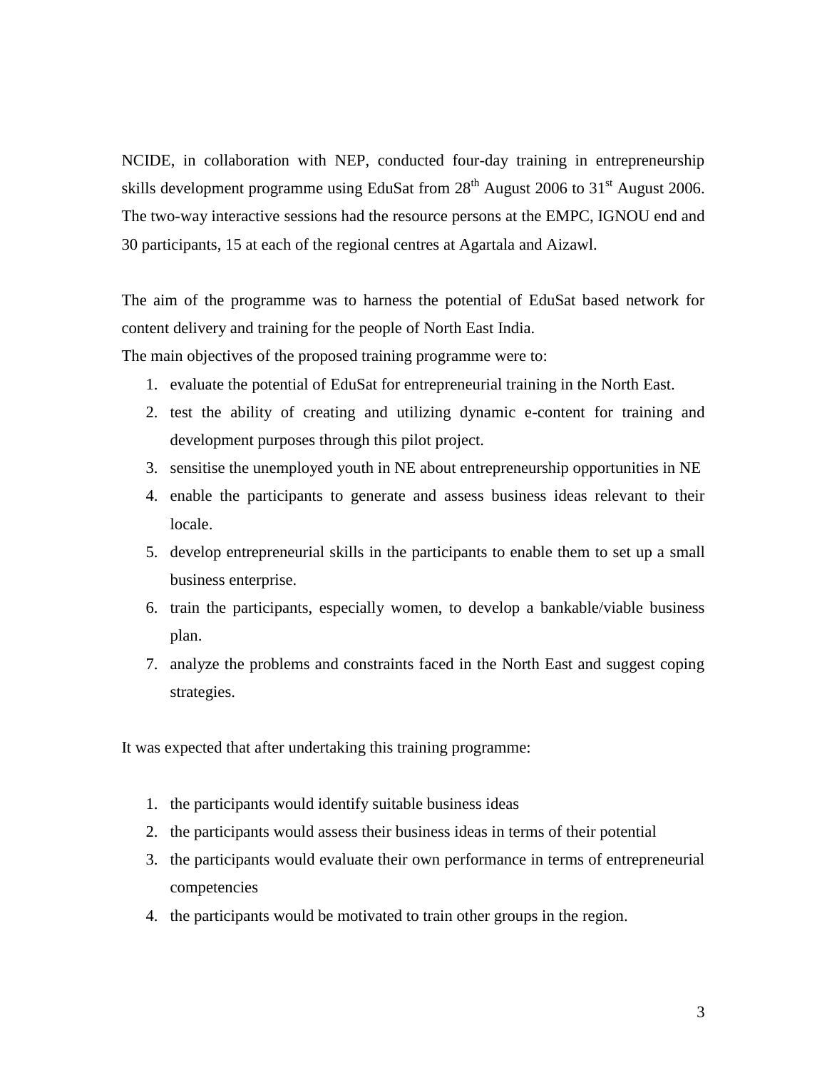NCIDE, in collaboration with NEP, conducted four-day training in entrepreneurship skills development programme using EduSat from 28th August 2006 to 31st August 2006. The two-way interactive sessions had the resource persons at the EMPC, IGNOU end and 30 participants, 15 at each of the regional centres at Agartala and Aizawl.

The aim of the programme was to harness the potential of EduSat based network for content delivery and training for the people of North East India.
The main objectives of the proposed training programme were to:

1. evaluate the potential of EduSat for entrepreneurial training in the North East.
2. test the ability of creating and utilizing dynamic e-content for training and development purposes through this pilot project.
3. sensitise the unemployed youth in NE about entrepreneurship opportunities in NE
4. enable the participants to generate and assess business ideas relevant to their locale.
5. develop entrepreneurial skills in the participants to enable them to set up a small business enterprise.
6. train the participants, especially women, to develop a bankable/viable business plan.
7. analyze the problems and constraints faced in the North East and suggest coping strategies.

It was expected that after undertaking this training programme:

1. the participants would identify suitable business ideas
2. the participants would assess their business ideas in terms of their potential
3. the participants would evaluate their own performance in terms of entrepreneurial competencies
4. the participants would be motivated to train other groups in the region.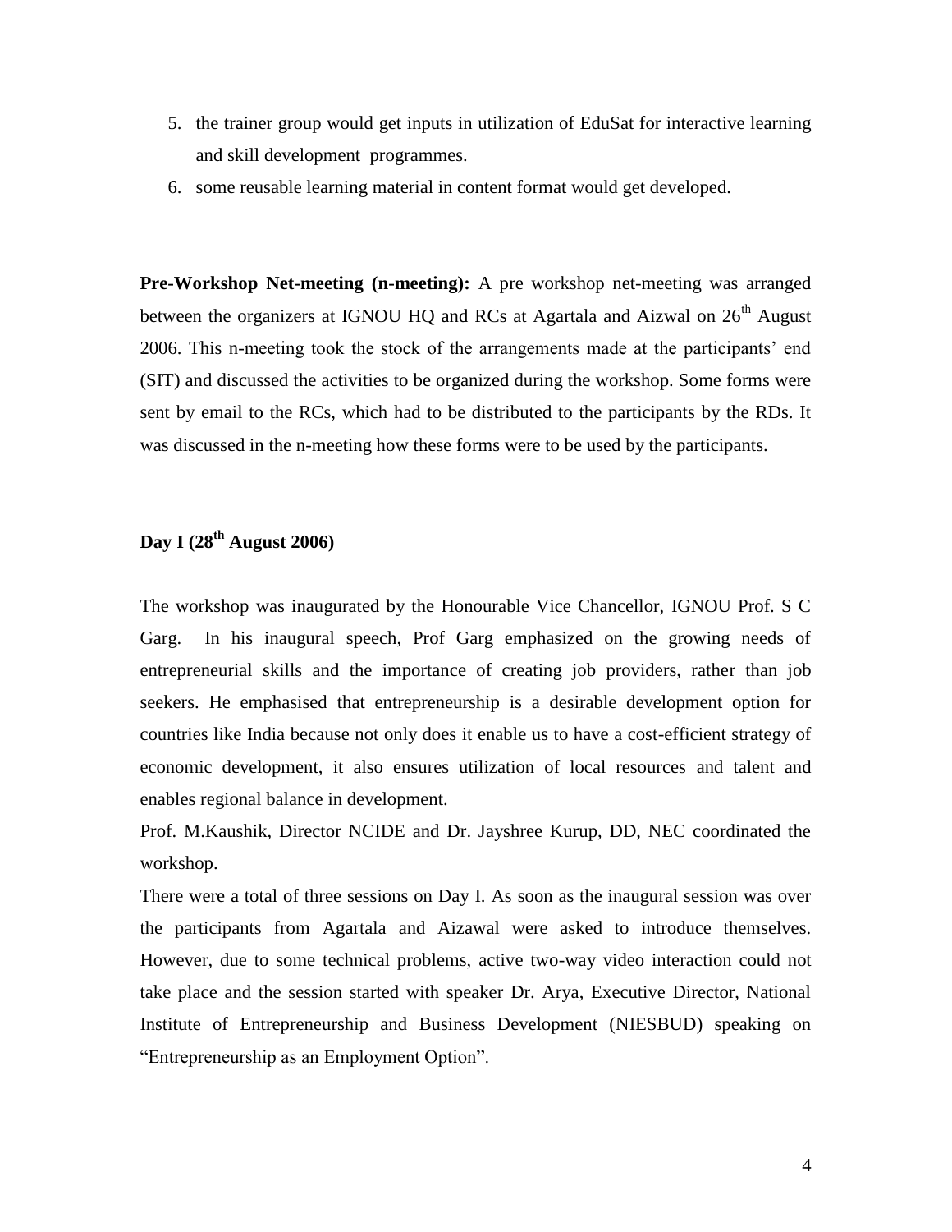5. the trainer group would get inputs in utilization of EduSat for interactive learning and skill development programmes.
6. some reusable learning material in content format would get developed.

**Pre-Workshop Net-meeting (n-meeting):** A pre workshop net-meeting was arranged between the organizers at IGNOU HQ and RCs at Agartala and Aizwal on 26th August 2006. This n-meeting took the stock of the arrangements made at the participants' end (SIT) and discussed the activities to be organized during the workshop. Some forms were sent by email to the RCs, which had to be distributed to the participants by the RDs. It was discussed in the n-meeting how these forms were to be used by the participants.

**Day I (28th August 2006)**

The workshop was inaugurated by the Honourable Vice Chancellor, IGNOU Prof. S C Garg. In his inaugural speech, Prof Garg emphasized on the growing needs of entrepreneurial skills and the importance of creating job providers, rather than job seekers. He emphasised that entrepreneurship is a desirable development option for countries like India because not only does it enable us to have a cost-efficient strategy of economic development, it also ensures utilization of local resources and talent and enables regional balance in development.

Prof. M.Kaushik, Director NCIDE and Dr. Jayshree Kurup, DD, NEC coordinated the workshop.

There were a total of three sessions on Day I. As soon as the inaugural session was over the participants from Agartala and Aizawal were asked to introduce themselves. However, due to some technical problems, active two-way video interaction could not take place and the session started with speaker Dr. Arya, Executive Director, National Institute of Entrepreneurship and Business Development (NIESBUD) speaking on "Entrepreneurship as an Employment Option".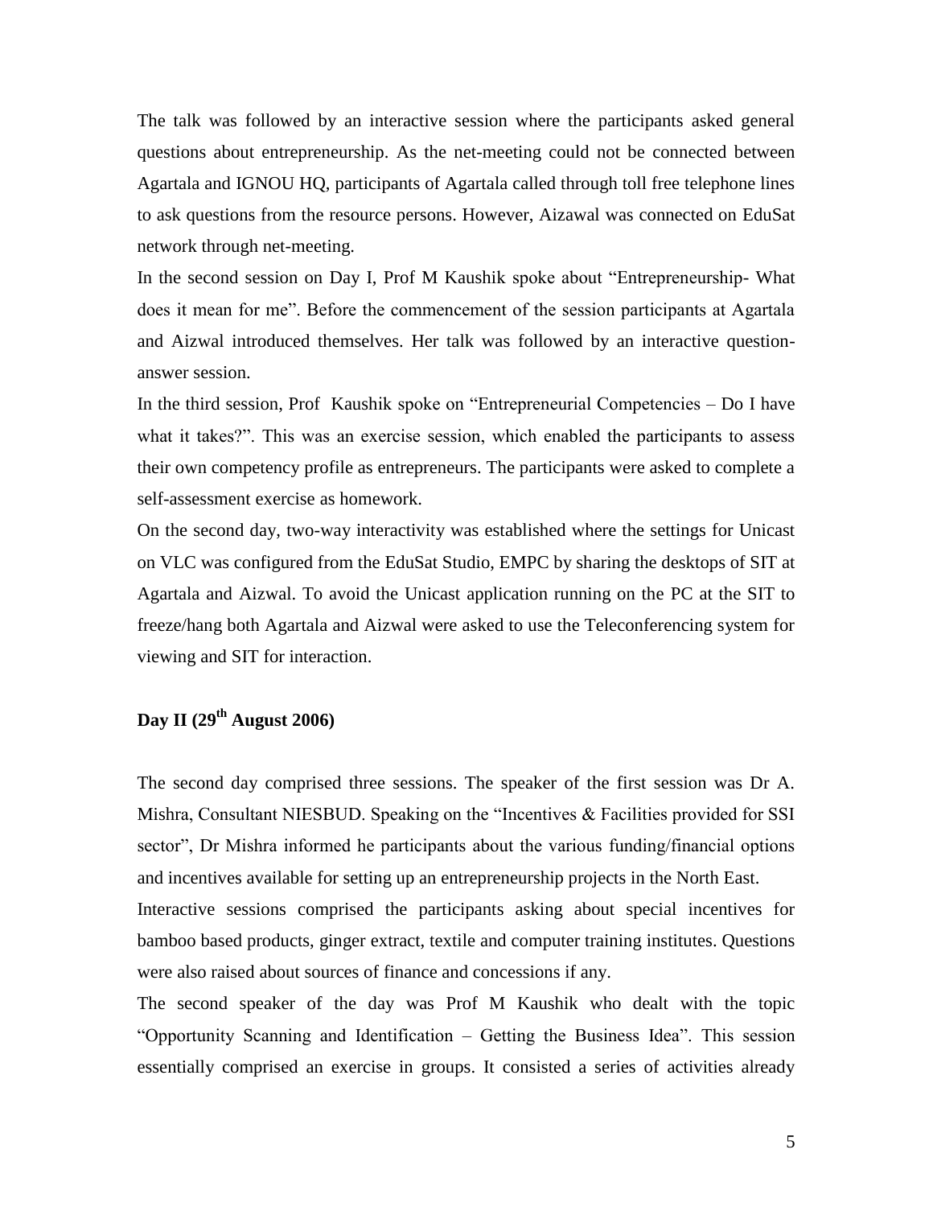The talk was followed by an interactive session where the participants asked general questions about entrepreneurship. As the net-meeting could not be connected between Agartala and IGNOU HQ, participants of Agartala called through toll free telephone lines to ask questions from the resource persons. However, Aizawal was connected on EduSat network through net-meeting.

In the second session on Day I, Prof M Kaushik spoke about "Entrepreneurship- What does it mean for me". Before the commencement of the session participants at Agartala and Aizwal introduced themselves. Her talk was followed by an interactive question-answer session.

In the third session, Prof Kaushik spoke on "Entrepreneurial Competencies – Do I have what it takes?". This was an exercise session, which enabled the participants to assess their own competency profile as entrepreneurs. The participants were asked to complete a self-assessment exercise as homework.

On the second day, two-way interactivity was established where the settings for Unicast on VLC was configured from the EduSat Studio, EMPC by sharing the desktops of SIT at Agartala and Aizwal. To avoid the Unicast application running on the PC at the SIT to freeze/hang both Agartala and Aizwal were asked to use the Teleconferencing system for viewing and SIT for interaction.

**Day II (29th August 2006)**

The second day comprised three sessions. The speaker of the first session was Dr A. Mishra, Consultant NIESBUD. Speaking on the "Incentives & Facilities provided for SSI sector", Dr Mishra informed he participants about the various funding/financial options and incentives available for setting up an entrepreneurship projects in the North East.

Interactive sessions comprised the participants asking about special incentives for bamboo based products, ginger extract, textile and computer training institutes. Questions were also raised about sources of finance and concessions if any.

The second speaker of the day was Prof M Kaushik who dealt with the topic "Opportunity Scanning and Identification – Getting the Business Idea". This session essentially comprised an exercise in groups. It consisted a series of activities already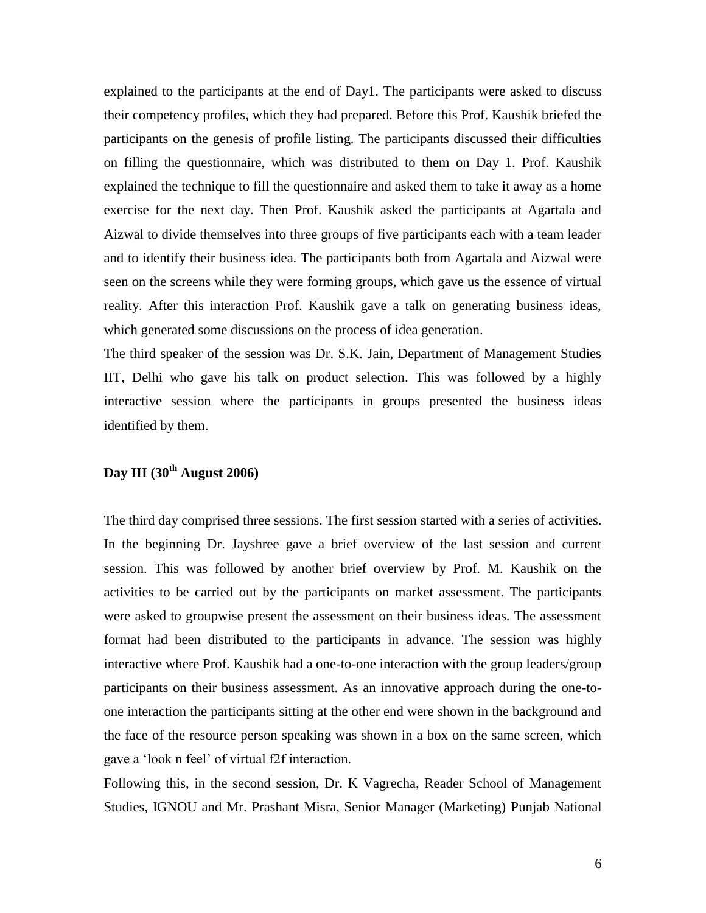explained to the participants at the end of Day1. The participants were asked to discuss their competency profiles, which they had prepared. Before this Prof. Kaushik briefed the participants on the genesis of profile listing. The participants discussed their difficulties on filling the questionnaire, which was distributed to them on Day 1. Prof. Kaushik explained the technique to fill the questionnaire and asked them to take it away as a home exercise for the next day. Then Prof. Kaushik asked the participants at Agartala and Aizwal to divide themselves into three groups of five participants each with a team leader and to identify their business idea. The participants both from Agartala and Aizwal were seen on the screens while they were forming groups, which gave us the essence of virtual reality. After this interaction Prof. Kaushik gave a talk on generating business ideas, which generated some discussions on the process of idea generation.

The third speaker of the session was Dr. S.K. Jain, Department of Management Studies IIT, Delhi who gave his talk on product selection. This was followed by a highly interactive session where the participants in groups presented the business ideas identified by them.

### Day III (30th August 2006)

The third day comprised three sessions. The first session started with a series of activities. In the beginning Dr. Jayshree gave a brief overview of the last session and current session. This was followed by another brief overview by Prof. M. Kaushik on the activities to be carried out by the participants on market assessment. The participants were asked to groupwise present the assessment on their business ideas. The assessment format had been distributed to the participants in advance. The session was highly interactive where Prof. Kaushik had a one-to-one interaction with the group leaders/group participants on their business assessment. As an innovative approach during the one-to-one interaction the participants sitting at the other end were shown in the background and the face of the resource person speaking was shown in a box on the same screen, which gave a 'look n feel' of virtual f2f interaction.

Following this, in the second session, Dr. K Vagrecha, Reader School of Management Studies, IGNOU and Mr. Prashant Misra, Senior Manager (Marketing) Punjab National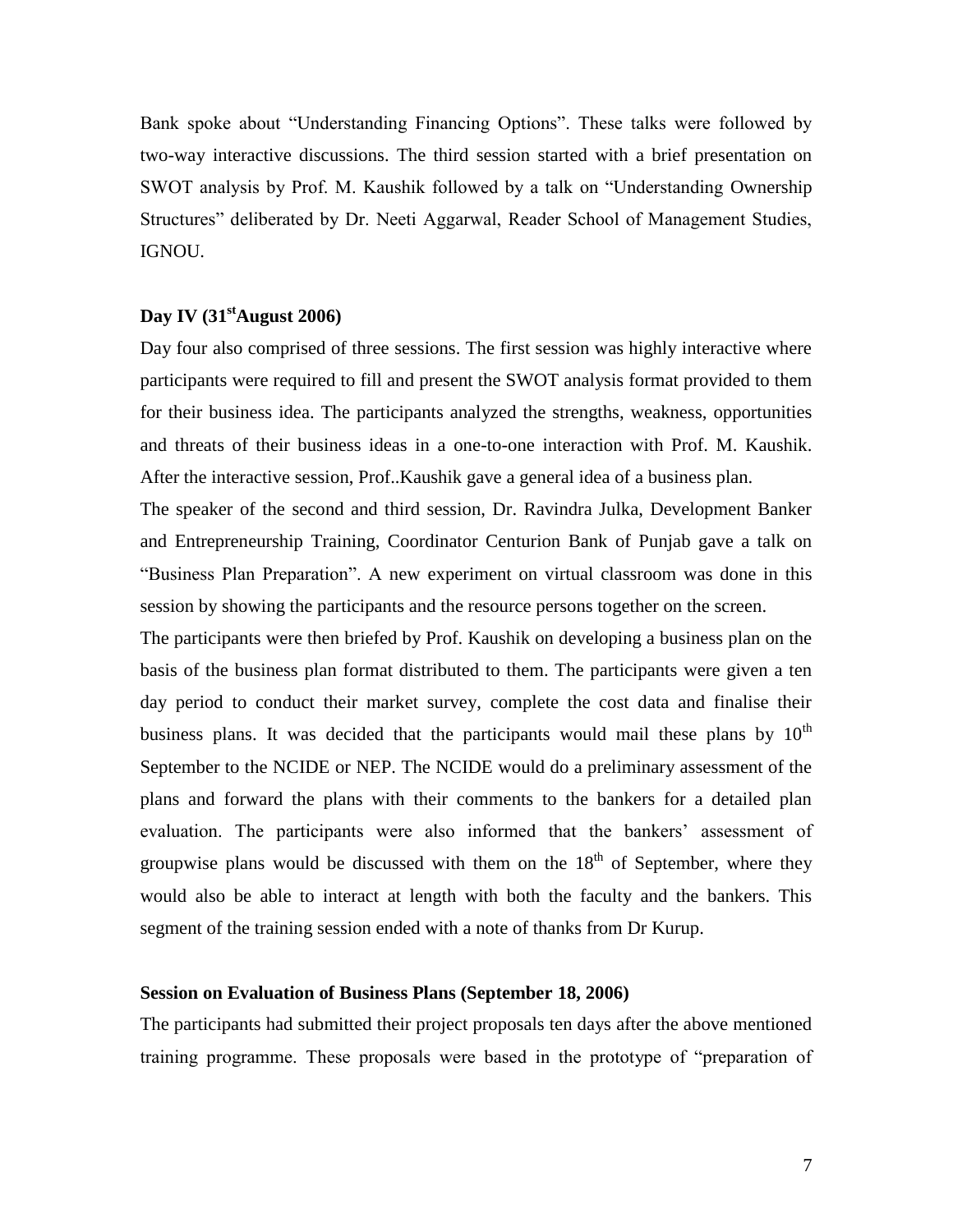Bank spoke about "Understanding Financing Options". These talks were followed by two-way interactive discussions. The third session started with a brief presentation on SWOT analysis by Prof. M. Kaushik followed by a talk on "Understanding Ownership Structures" deliberated by Dr. Neeti Aggarwal, Reader School of Management Studies, IGNOU.

### Day IV (31st August 2006)

Day four also comprised of three sessions. The first session was highly interactive where participants were required to fill and present the SWOT analysis format provided to them for their business idea. The participants analyzed the strengths, weakness, opportunities and threats of their business ideas in a one-to-one interaction with Prof. M. Kaushik. After the interactive session, Prof..Kaushik gave a general idea of a business plan.

The speaker of the second and third session, Dr. Ravindra Julka, Development Banker and Entrepreneurship Training, Coordinator Centurion Bank of Punjab gave a talk on "Business Plan Preparation". A new experiment on virtual classroom was done in this session by showing the participants and the resource persons together on the screen.

The participants were then briefed by Prof. Kaushik on developing a business plan on the basis of the business plan format distributed to them. The participants were given a ten day period to conduct their market survey, complete the cost data and finalise their business plans. It was decided that the participants would mail these plans by 10th September to the NCIDE or NEP. The NCIDE would do a preliminary assessment of the plans and forward the plans with their comments to the bankers for a detailed plan evaluation. The participants were also informed that the bankers' assessment of groupwise plans would be discussed with them on the 18th of September, where they would also be able to interact at length with both the faculty and the bankers. This segment of the training session ended with a note of thanks from Dr Kurup.

### Session on Evaluation of Business Plans (September 18, 2006)

The participants had submitted their project proposals ten days after the above mentioned training programme. These proposals were based in the prototype of "preparation of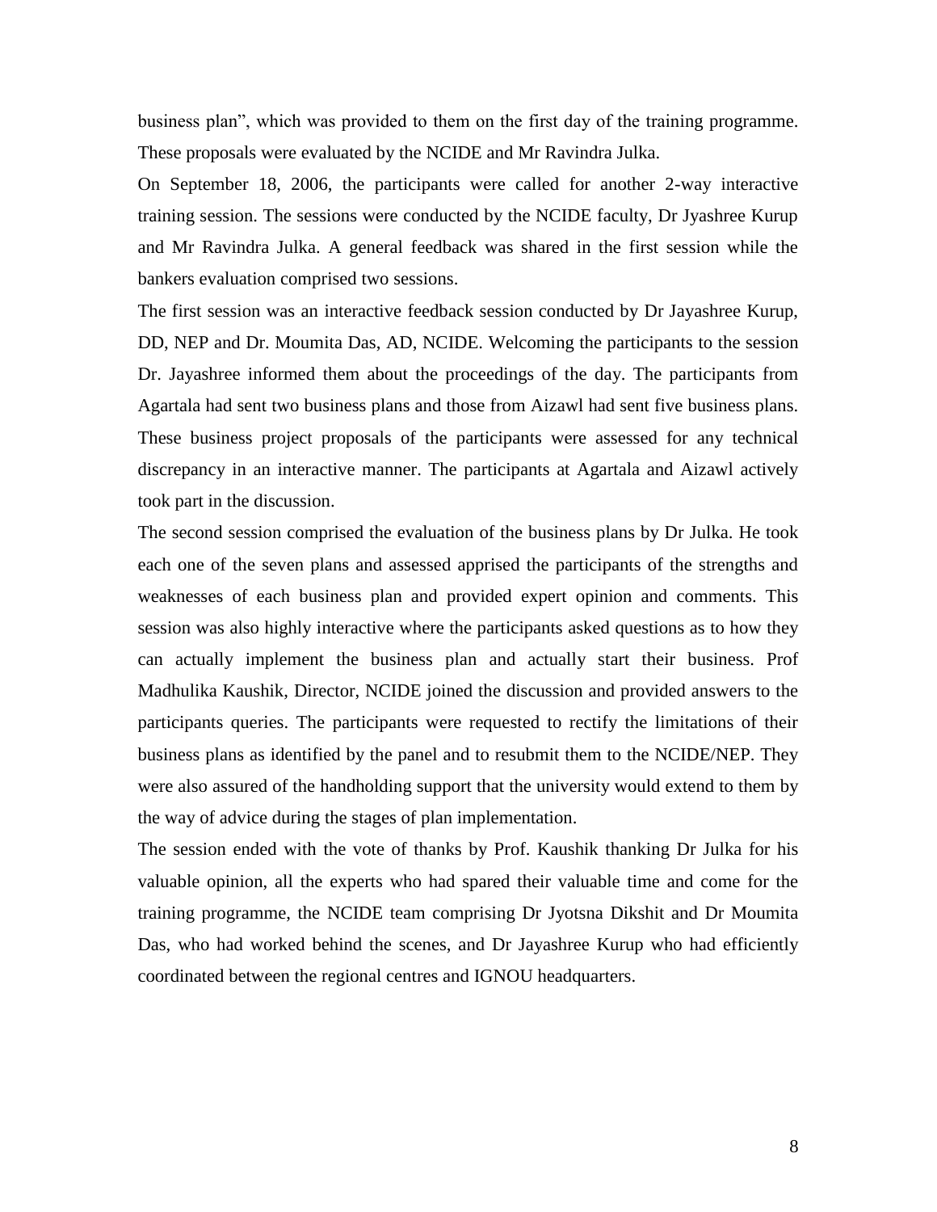business plan", which was provided to them on the first day of the training programme. These proposals were evaluated by the NCIDE and Mr Ravindra Julka.

On September 18, 2006, the participants were called for another 2-way interactive training session. The sessions were conducted by the NCIDE faculty, Dr Jyashree Kurup and Mr Ravindra Julka. A general feedback was shared in the first session while the bankers evaluation comprised two sessions.

The first session was an interactive feedback session conducted by Dr Jayashree Kurup, DD, NEP and Dr. Moumita Das, AD, NCIDE. Welcoming the participants to the session Dr. Jayashree informed them about the proceedings of the day. The participants from Agartala had sent two business plans and those from Aizawl had sent five business plans. These business project proposals of the participants were assessed for any technical discrepancy in an interactive manner. The participants at Agartala and Aizawl actively took part in the discussion.

The second session comprised the evaluation of the business plans by Dr Julka. He took each one of the seven plans and assessed apprised the participants of the strengths and weaknesses of each business plan and provided expert opinion and comments. This session was also highly interactive where the participants asked questions as to how they can actually implement the business plan and actually start their business. Prof Madhulika Kaushik, Director, NCIDE joined the discussion and provided answers to the participants queries. The participants were requested to rectify the limitations of their business plans as identified by the panel and to resubmit them to the NCIDE/NEP. They were also assured of the handholding support that the university would extend to them by the way of advice during the stages of plan implementation.

The session ended with the vote of thanks by Prof. Kaushik thanking Dr Julka for his valuable opinion, all the experts who had spared their valuable time and come for the training programme, the NCIDE team comprising Dr Jyotsna Dikshit and Dr Moumita Das, who had worked behind the scenes, and Dr Jayashree Kurup who had efficiently coordinated between the regional centres and IGNOU headquarters.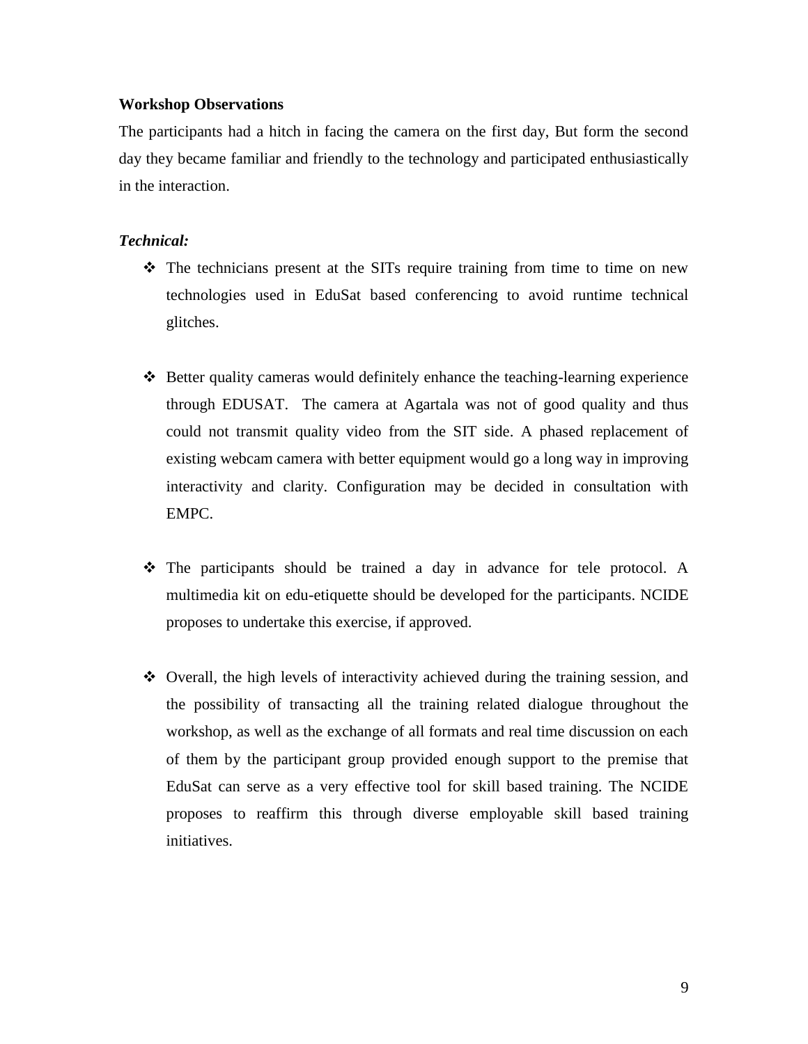**Workshop Observations**

The participants had a hitch in facing the camera on the first day, But form the second day they became familiar and friendly to the technology and participated enthusiastically in the interaction.

***Technical:***

- The technicians present at the SITs require training from time to time on new technologies used in EduSat based conferencing to avoid runtime technical glitches.

- Better quality cameras would definitely enhance the teaching-learning experience through EDUSAT. The camera at Agartala was not of good quality and thus could not transmit quality video from the SIT side. A phased replacement of existing webcam camera with better equipment would go a long way in improving interactivity and clarity. Configuration may be decided in consultation with EMPC.

- The participants should be trained a day in advance for tele protocol. A multimedia kit on edu-etiquette should be developed for the participants. NCIDE proposes to undertake this exercise, if approved.

- Overall, the high levels of interactivity achieved during the training session, and the possibility of transacting all the training related dialogue throughout the workshop, as well as the exchange of all formats and real time discussion on each of them by the participant group provided enough support to the premise that EduSat can serve as a very effective tool for skill based training. The NCIDE proposes to reaffirm this through diverse employable skill based training initiatives.